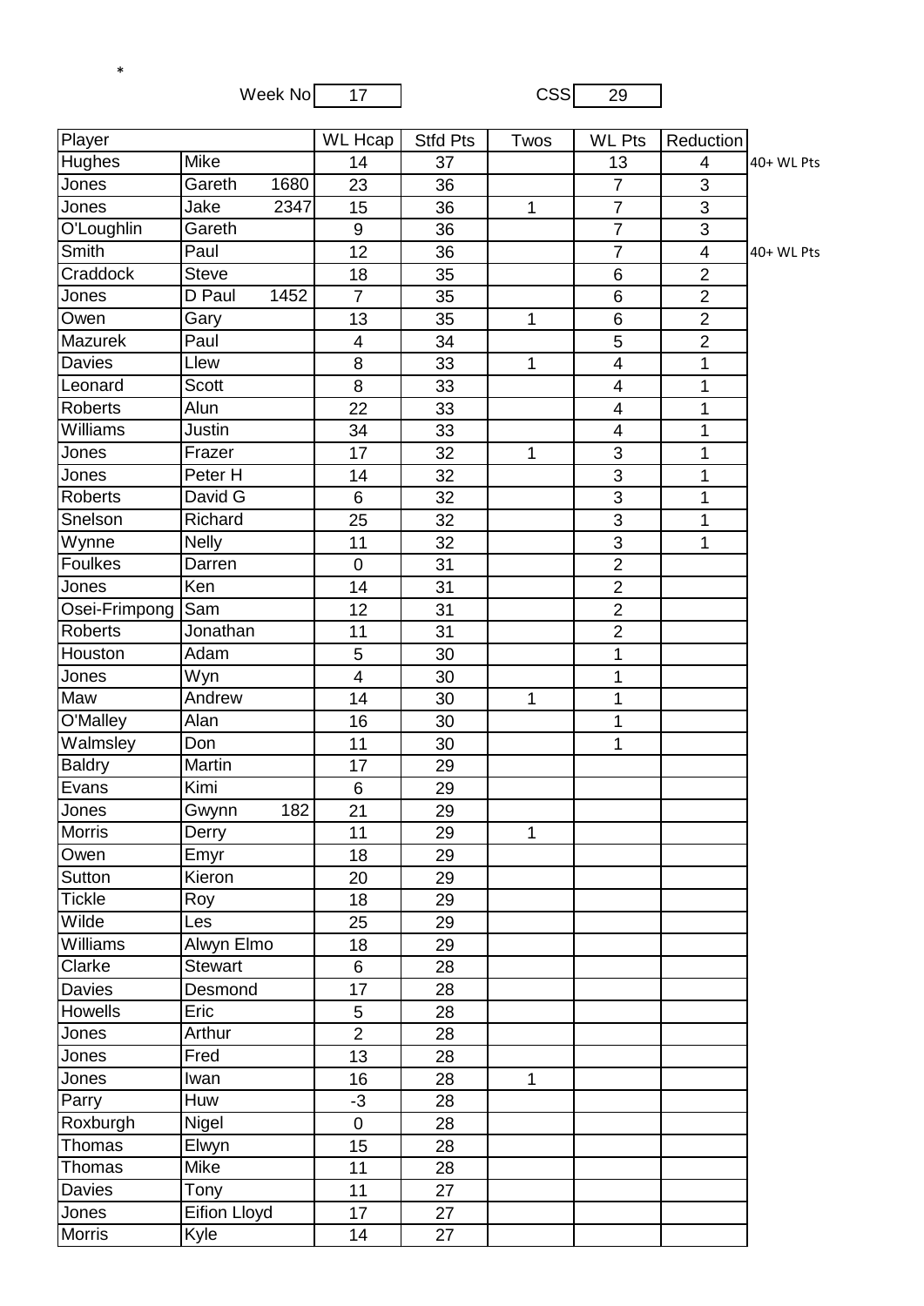*

Week No 17 CSS 29

| Player | | WL Hcap | Stfd Pts | Twos | WL Pts | Reduction | |
|---|---|---|---|---|---|---|---|
| Hughes | Mike | 14 | 37 | | 13 | 4 | 40+ WL Pts |
| Jones | Gareth 1680 | 23 | 36 | | 7 | 3 | |
| Jones | Jake 2347 | 15 | 36 | 1 | 7 | 3 | |
| O'Loughlin | Gareth | 9 | 36 | | 7 | 3 | |
| Smith | Paul | 12 | 36 | | 7 | 4 | 40+ WL Pts |
| Craddock | Steve | 18 | 35 | | 6 | 2 | |
| Jones | D Paul 1452 | 7 | 35 | | 6 | 2 | |
| Owen | Gary | 13 | 35 | 1 | 6 | 2 | |
| Mazurek | Paul | 4 | 34 | | 5 | 2 | |
| Davies | Llew | 8 | 33 | 1 | 4 | 1 | |
| Leonard | Scott | 8 | 33 | | 4 | 1 | |
| Roberts | Alun | 22 | 33 | | 4 | 1 | |
| Williams | Justin | 34 | 33 | | 4 | 1 | |
| Jones | Frazer | 17 | 32 | 1 | 3 | 1 | |
| Jones | Peter H | 14 | 32 | | 3 | 1 | |
| Roberts | David G | 6 | 32 | | 3 | 1 | |
| Snelson | Richard | 25 | 32 | | 3 | 1 | |
| Wynne | Nelly | 11 | 32 | | 3 | 1 | |
| Foulkes | Darren | 0 | 31 | | 2 | | |
| Jones | Ken | 14 | 31 | | 2 | | |
| Osei-Frimpong | Sam | 12 | 31 | | 2 | | |
| Roberts | Jonathan | 11 | 31 | | 2 | | |
| Houston | Adam | 5 | 30 | | 1 | | |
| Jones | Wyn | 4 | 30 | | 1 | | |
| Maw | Andrew | 14 | 30 | 1 | 1 | | |
| O'Malley | Alan | 16 | 30 | | 1 | | |
| Walmsley | Don | 11 | 30 | | 1 | | |
| Baldry | Martin | 17 | 29 | | | | |
| Evans | Kimi | 6 | 29 | | | | |
| Jones | Gwynn 182 | 21 | 29 | | | | |
| Morris | Derry | 11 | 29 | 1 | | | |
| Owen | Emyr | 18 | 29 | | | | |
| Sutton | Kieron | 20 | 29 | | | | |
| Tickle | Roy | 18 | 29 | | | | |
| Wilde | Les | 25 | 29 | | | | |
| Williams | Alwyn Elmo | 18 | 29 | | | | |
| Clarke | Stewart | 6 | 28 | | | | |
| Davies | Desmond | 17 | 28 | | | | |
| Howells | Eric | 5 | 28 | | | | |
| Jones | Arthur | 2 | 28 | | | | |
| Jones | Fred | 13 | 28 | | | | |
| Jones | Iwan | 16 | 28 | 1 | | | |
| Parry | Huw | -3 | 28 | | | | |
| Roxburgh | Nigel | 0 | 28 | | | | |
| Thomas | Elwyn | 15 | 28 | | | | |
| Thomas | Mike | 11 | 28 | | | | |
| Davies | Tony | 11 | 27 | | | | |
| Jones | Eifion Lloyd | 17 | 27 | | | | |
| Morris | Kyle | 14 | 27 | | | | |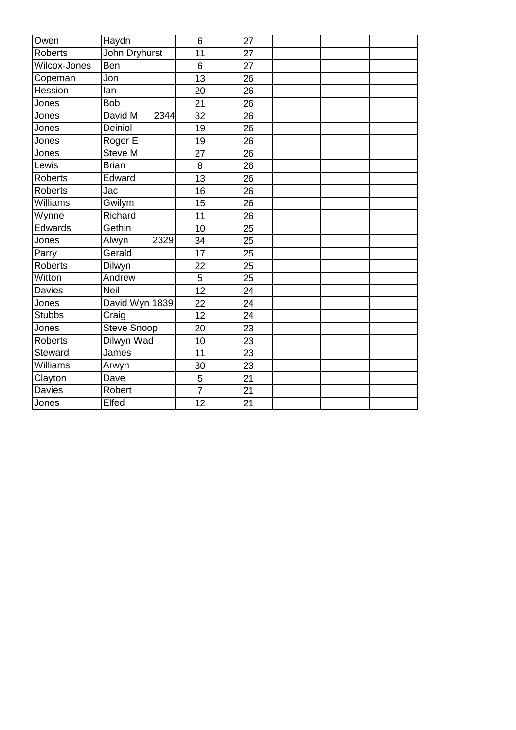| | | | | | | |
|---|---|---|---|---|---|---|
| Owen | Haydn | 6 | 27 | | | |
| Roberts | John Dryhurst | 11 | 27 | | | |
| Wilcox-Jones | Ben | 6 | 27 | | | |
| Copeman | Jon | 13 | 26 | | | |
| Hession | Ian | 20 | 26 | | | |
| Jones | Bob | 21 | 26 | | | |
| Jones | David M 2344 | 32 | 26 | | | |
| Jones | Deiniol | 19 | 26 | | | |
| Jones | Roger E | 19 | 26 | | | |
| Jones | Steve M | 27 | 26 | | | |
| Lewis | Brian | 8 | 26 | | | |
| Roberts | Edward | 13 | 26 | | | |
| Roberts | Jac | 16 | 26 | | | |
| Williams | Gwilym | 15 | 26 | | | |
| Wynne | Richard | 11 | 26 | | | |
| Edwards | Gethin | 10 | 25 | | | |
| Jones | Alwyn 2329 | 34 | 25 | | | |
| Parry | Gerald | 17 | 25 | | | |
| Roberts | Dilwyn | 22 | 25 | | | |
| Witton | Andrew | 5 | 25 | | | |
| Davies | Neil | 12 | 24 | | | |
| Jones | David Wyn 1839 | 22 | 24 | | | |
| Stubbs | Craig | 12 | 24 | | | |
| Jones | Steve Snoop | 20 | 23 | | | |
| Roberts | Dilwyn Wad | 10 | 23 | | | |
| Steward | James | 11 | 23 | | | |
| Williams | Arwyn | 30 | 23 | | | |
| Clayton | Dave | 5 | 21 | | | |
| Davies | Robert | 7 | 21 | | | |
| Jones | Elfed | 12 | 21 | | | |